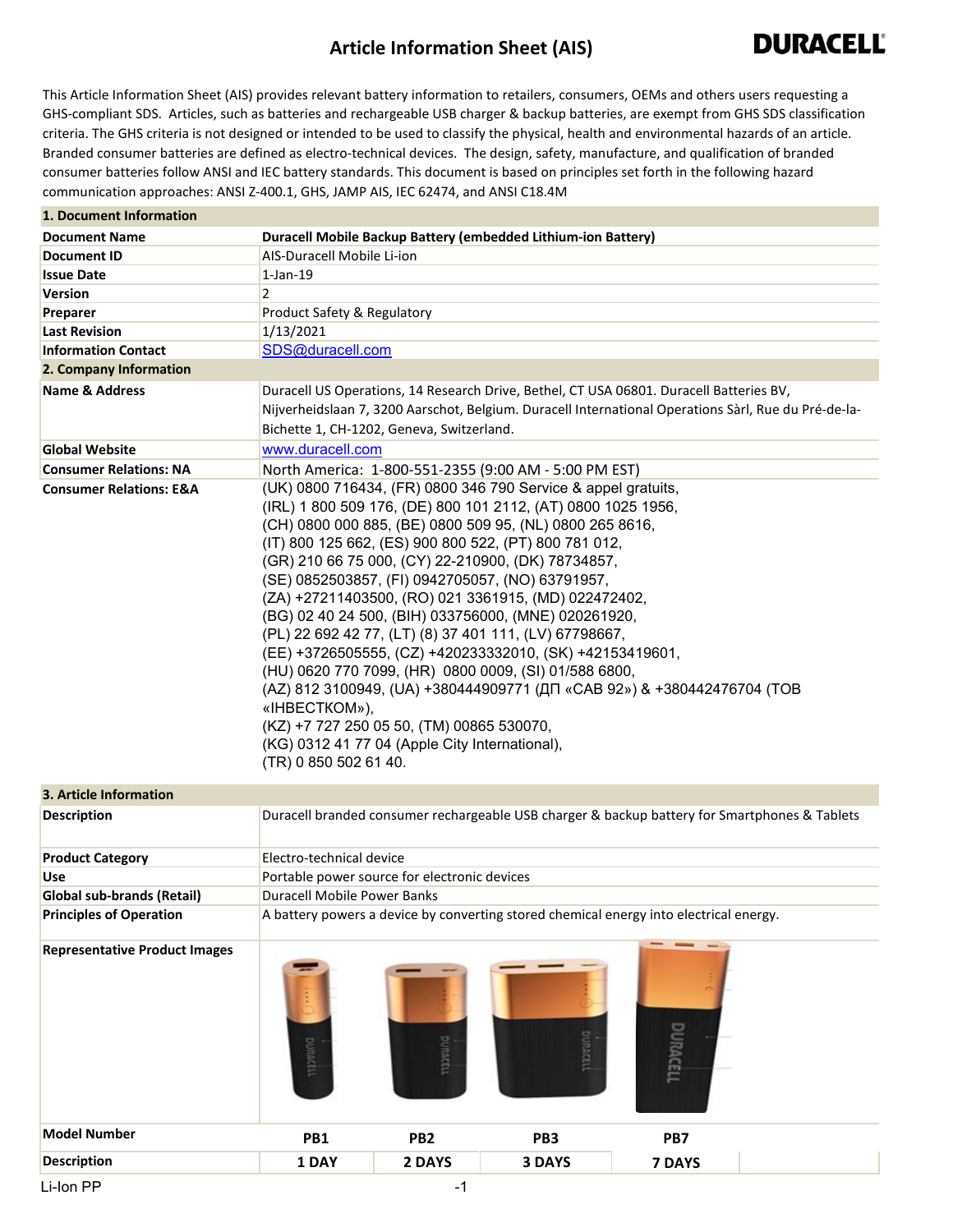# Article Information Sheet (AIS)

**DURACELL**

This Article Information Sheet (AIS) provides relevant battery information to retailers, consumers, OEMs and others users requesting a GHS-compliant SDS. Articles, such as batteries and rechargeable USB charger & backup batteries, are exempt from GHS SDS classification criteria. The GHS criteria is not designed or intended to be used to classify the physical, health and environmental hazards of an article. Branded consumer batteries are defined as electro-technical devices. The design, safety, manufacture, and qualification of branded consumer batteries follow ANSI and IEC battery standards. This document is based on principles set forth in the following hazard communication approaches: ANSI Z-400.1, GHS, JAMP AIS, IEC 62474, and ANSI C18.4M

| **1. Document Information** | |
|---|---|
| **Document Name** | **Duracell Mobile Backup Battery (embedded Lithium-ion Battery)** |
| **Document ID** | AIS-Duracell Mobile Li-ion |
| **Issue Date** | 1-Jan-19 |
| **Version** | 2 |
| **Preparer** | Product Safety & Regulatory |
| **Last Revision** | 1/13/2021 |
| **Information Contact** | SDS@duracell.com |

| **2. Company Information** | |
|---|---|
| **Name & Address** | Duracell US Operations, 14 Research Drive, Bethel, CT USA 06801. Duracell Batteries BV, Nijverheidslaan 7, 3200 Aarschot, Belgium. Duracell International Operations Sàrl, Rue du Pré-de-la-Bichette 1, CH-1202, Geneva, Switzerland. |
| **Global Website** | www.duracell.com |
| **Consumer Relations: NA** | North America: 1-800-551-2355 (9:00 AM - 5:00 PM EST) |
| **Consumer Relations: E&A** | (UK) 0800 716434, (FR) 0800 346 790 Service & appel gratuits, (IRL) 1 800 509 176, (DE) 800 101 2112, (AT) 0800 1025 1956, (CH) 0800 000 885, (BE) 0800 509 95, (NL) 0800 265 8616, (IT) 800 125 662, (ES) 900 800 522, (PT) 800 781 012, (GR) 210 66 75 000, (CY) 22-210900, (DK) 78734857, (SE) 0852503857, (FI) 0942705057, (NO) 63791957, (ZA) +27211403500, (RO) 021 3361915, (MD) 022472402, (BG) 02 40 24 500, (BIH) 033756000, (MNE) 020261920, (PL) 22 692 42 77, (LT) (8) 37 401 111, (LV) 67798667, (EE) +3726505555, (CZ) +420233332010, (SK) +42153419601, (HU) 0620 770 7099, (HR) 0800 0009, (SI) 01/588 6800, (AZ) 812 3100949, (UA) +380444909771 (ДП «САВ 92») & +380442476704 (ТОВ «ІНВЕСТКОМ»), (KZ) +7 727 250 05 50, (TM) 00865 530070, (KG) 0312 41 77 04 (Apple City International), (TR) 0 850 502 61 40. |

| **3. Article Information** | | | | |
|---|---|---|---|---|
| **Description** | Duracell branded consumer rechargeable USB charger & backup battery for Smartphones & Tablets | | | |
| **Product Category** | Electro-technical device | | | |
| **Use** | Portable power source for electronic devices | | | |
| **Global sub-brands (Retail)** | Duracell Mobile Power Banks | | | |
| **Principles of Operation** | A battery powers a device by converting stored chemical energy into electrical energy. | | | |
| **Representative Product Images** | | | | |
| **Model Number** | **PB1** | **PB2** | **PB3** | **PB7** |
| **Description** | **1 DAY** | **2 DAYS** | **3 DAYS** | **7 DAYS** |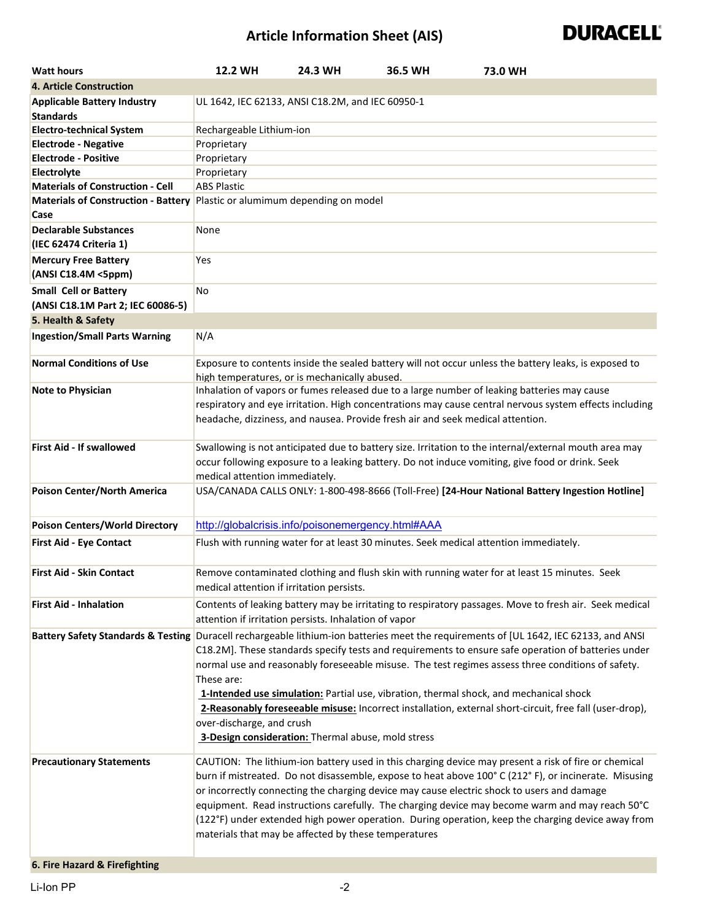# Article Information Sheet (AIS)

| Watt hours | 12.2 WH | 24.3 WH | 36.5 WH | 73.0 WH |
|---|---|---|---|---|
| **4. Article Construction** | | | | |
| **Applicable Battery Industry Standards** | UL 1642, IEC 62133, ANSI C18.2M, and IEC 60950-1 | | | |
| **Electro-technical System** | Rechargeable Lithium-ion | | | |
| **Electrode - Negative** | Proprietary | | | |
| **Electrode - Positive** | Proprietary | | | |
| **Electrolyte** | Proprietary | | | |
| **Materials of Construction - Cell** | ABS Plastic | | | |
| **Materials of Construction - Battery Case** | Plastic or alumimum depending on model | | | |
| **Declarable Substances (IEC 62474 Criteria 1)** | None | | | |
| **Mercury Free Battery (ANSI C18.4M <5ppm)** | Yes | | | |
| **Small Cell or Battery (ANSI C18.1M Part 2; IEC 60086-5)** | No | | | |
| **5. Health & Safety** | | | | |
| **Ingestion/Small Parts Warning** | N/A | | | |
| **Normal Conditions of Use** | Exposure to contents inside the sealed battery will not occur unless the battery leaks, is exposed to high temperatures, or is mechanically abused. | | | |
| **Note to Physician** | Inhalation of vapors or fumes released due to a large number of leaking batteries may cause respiratory and eye irritation. High concentrations may cause central nervous system effects including headache, dizziness, and nausea. Provide fresh air and seek medical attention. | | | |
| **First Aid - If swallowed** | Swallowing is not anticipated due to battery size. Irritation to the internal/external mouth area may occur following exposure to a leaking battery. Do not induce vomiting, give food or drink. Seek medical attention immediately. | | | |
| **Poison Center/North America** | USA/CANADA CALLS ONLY: 1-800-498-8666 (Toll-Free) **[24-Hour National Battery Ingestion Hotline]** | | | |
| **Poison Centers/World Directory** | http://globalcrisis.info/poisonemergency.html#AAA | | | |
| **First Aid - Eye Contact** | Flush with running water for at least 30 minutes. Seek medical attention immediately. | | | |
| **First Aid - Skin Contact** | Remove contaminated clothing and flush skin with running water for at least 15 minutes. Seek medical attention if irritation persists. | | | |
| **First Aid - Inhalation** | Contents of leaking battery may be irritating to respiratory passages. Move to fresh air. Seek medical attention if irritation persists. Inhalation of vapor | | | |
| **Battery Safety Standards & Testing** | Duracell rechargeable lithium-ion batteries meet the requirements of [UL 1642, IEC 62133, and ANSI C18.2M]. These standards specify tests and requirements to ensure safe operation of batteries under normal use and reasonably foreseeable misuse. The test regimes assess three conditions of safety. These are: **1-Intended use simulation:** Partial use, vibration, thermal shock, and mechanical shock **2-Reasonably foreseeable misuse:** Incorrect installation, external short-circuit, free fall (user-drop), over-discharge, and crush **3-Design consideration:** Thermal abuse, mold stress | | | |
| **Precautionary Statements** | CAUTION: The lithium-ion battery used in this charging device may present a risk of fire or chemical burn if mistreated. Do not disassemble, expose to heat above 100° C (212° F), or incinerate. Misusing or incorrectly connecting the charging device may cause electric shock to users and damage equipment. Read instructions carefully. The charging device may become warm and may reach 50°C (122°F) under extended high power operation. During operation, keep the charging device away from materials that may be affected by these temperatures | | | |
| **6. Fire Hazard & Firefighting** | | | | |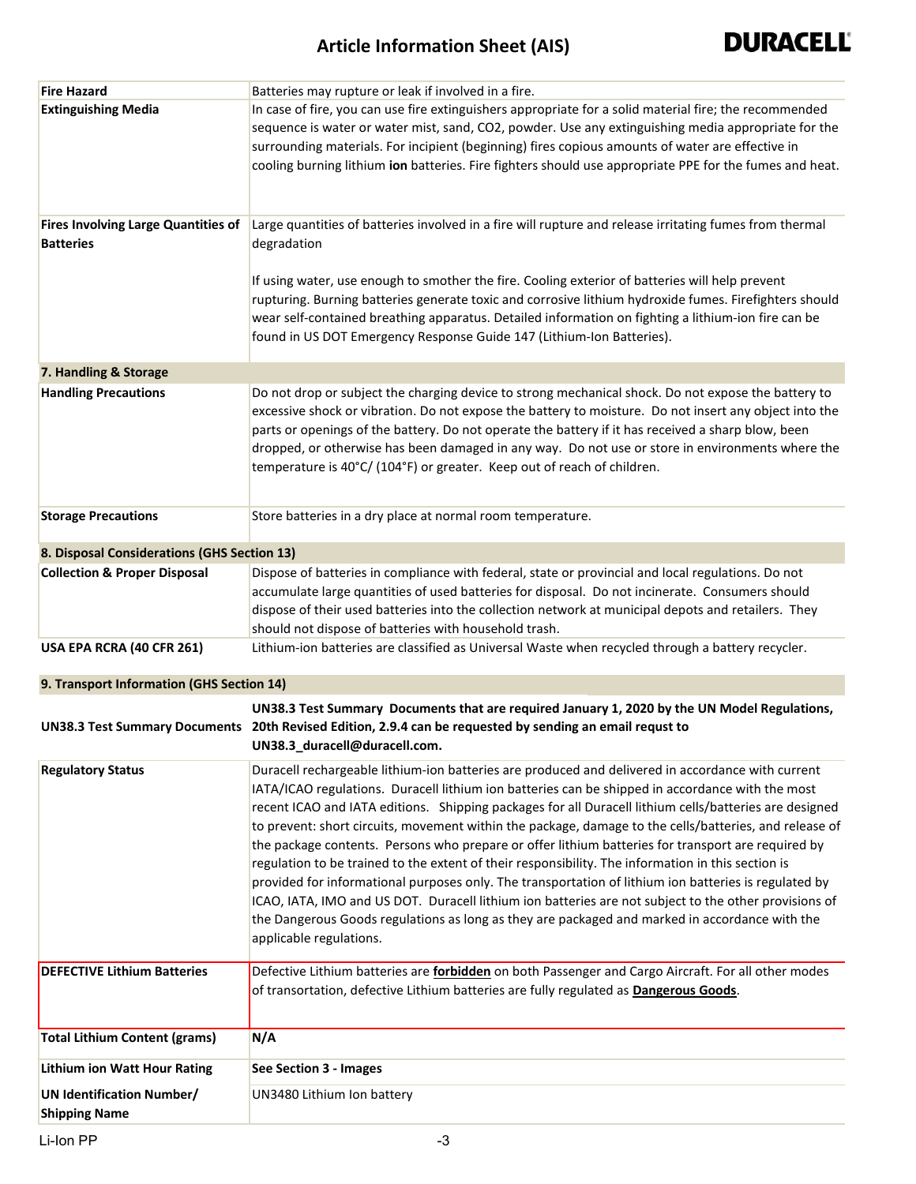| | |
|---|---|
| **Fire Hazard** | Batteries may rupture or leak if involved in a fire. |
| **Extinguishing Media** | In case of fire, you can use fire extinguishers appropriate for a solid material fire; the recommended sequence is water or water mist, sand, CO2, powder. Use any extinguishing media appropriate for the surrounding materials. For incipient (beginning) fires copious amounts of water are effective in cooling burning lithium **ion** batteries. Fire fighters should use appropriate PPE for the fumes and heat. |
| **Fires Involving Large Quantities of Batteries** | Large quantities of batteries involved in a fire will rupture and release irritating fumes from thermal degradation<br><br>If using water, use enough to smother the fire. Cooling exterior of batteries will help prevent rupturing. Burning batteries generate toxic and corrosive lithium hydroxide fumes. Firefighters should wear self-contained breathing apparatus. Detailed information on fighting a lithium-ion fire can be found in US DOT Emergency Response Guide 147 (Lithium-Ion Batteries). |

## 7. Handling & Storage

| | |
|---|---|
| **Handling Precautions** | Do not drop or subject the charging device to strong mechanical shock. Do not expose the battery to excessive shock or vibration. Do not expose the battery to moisture. Do not insert any object into the parts or openings of the battery. Do not operate the battery if it has received a sharp blow, been dropped, or otherwise has been damaged in any way. Do not use or store in environments where the temperature is 40°C/ (104°F) or greater. Keep out of reach of children. |
| **Storage Precautions** | Store batteries in a dry place at normal room temperature. |

## 8. Disposal Considerations (GHS Section 13)

| | |
|---|---|
| **Collection & Proper Disposal** | Dispose of batteries in compliance with federal, state or provincial and local regulations. Do not accumulate large quantities of used batteries for disposal. Do not incinerate. Consumers should dispose of their used batteries into the collection network at municipal depots and retailers. They should not dispose of batteries with household trash. |
| **USA EPA RCRA (40 CFR 261)** | Lithium-ion batteries are classified as Universal Waste when recycled through a battery recycler. |

## 9. Transport Information (GHS Section 14)

| | |
|---|---|
| **UN38.3 Test Summary Documents** | **UN38.3 Test Summary Documents that are required January 1, 2020 by the UN Model Regulations, 20th Revised Edition, 2.9.4 can be requested by sending an email requst to UN38.3_duracell@duracell.com.** |
| **Regulatory Status** | Duracell rechargeable lithium-ion batteries are produced and delivered in accordance with current IATA/ICAO regulations. Duracell lithium ion batteries can be shipped in accordance with the most recent ICAO and IATA editions. Shipping packages for all Duracell lithium cells/batteries are designed to prevent: short circuits, movement within the package, damage to the cells/batteries, and release of the package contents. Persons who prepare or offer lithium batteries for transport are required by regulation to be trained to the extent of their responsibility. The information in this section is provided for informational purposes only. The transportation of lithium ion batteries is regulated by ICAO, IATA, IMO and US DOT. Duracell lithium ion batteries are not subject to the other provisions of the Dangerous Goods regulations as long as they are packaged and marked in accordance with the applicable regulations. |
| **DEFECTIVE Lithium Batteries** | Defective Lithium batteries are **forbidden** on both Passenger and Cargo Aircraft. For all other modes of transortation, defective Lithium batteries are fully regulated as **Dangerous Goods**. |
| **Total Lithium Content (grams)** | **N/A** |
| **Lithium ion Watt Hour Rating** | **See Section 3 - Images** |
| **UN Identification Number/ Shipping Name** | UN3480 Lithium Ion battery |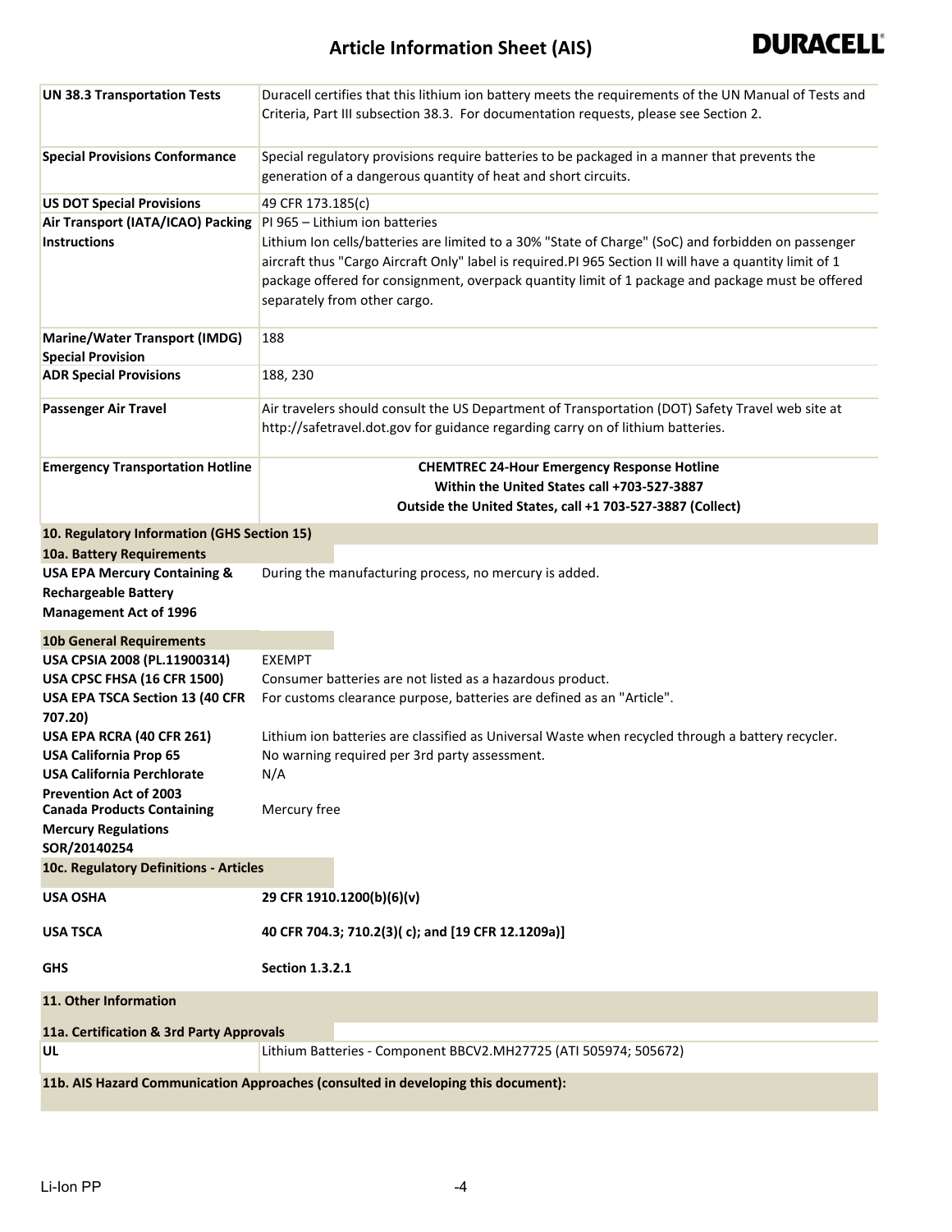| | |
|---|---|
| **UN 38.3 Transportation Tests** | Duracell certifies that this lithium ion battery meets the requirements of the UN Manual of Tests and Criteria, Part III subsection 38.3. For documentation requests, please see Section 2. |
| **Special Provisions Conformance** | Special regulatory provisions require batteries to be packaged in a manner that prevents the generation of a dangerous quantity of heat and short circuits. |
| **US DOT Special Provisions** | 49 CFR 173.185(c) |
| **Air Transport (IATA/ICAO) Packing Instructions** | PI 965 – Lithium ion batteries<br>Lithium Ion cells/batteries are limited to a 30% "State of Charge" (SoC) and forbidden on passenger aircraft thus "Cargo Aircraft Only" label is required.PI 965 Section II will have a quantity limit of 1 package offered for consignment, overpack quantity limit of 1 package and package must be offered separately from other cargo. |
| **Marine/Water Transport (IMDG) Special Provision** | 188 |
| **ADR Special Provisions** | 188, 230 |
| **Passenger Air Travel** | Air travelers should consult the US Department of Transportation (DOT) Safety Travel web site at http://safetravel.dot.gov for guidance regarding carry on of lithium batteries. |
| **Emergency Transportation Hotline** | **CHEMTREC 24-Hour Emergency Response Hotline**<br>**Within the United States call +703-527-3887**<br>**Outside the United States, call +1 703-527-3887 (Collect)** |

## 10. Regulatory Information (GHS Section 15)

### 10a. Battery Requirements

| | |
|---|---|
| **USA EPA Mercury Containing & Rechargeable Battery Management Act of 1996** | During the manufacturing process, no mercury is added. |

### 10b General Requirements

| | |
|---|---|
| **USA CPSIA 2008 (PL.11900314)** | EXEMPT |
| **USA CPSC FHSA (16 CFR 1500)** | Consumer batteries are not listed as a hazardous product. |
| **USA EPA TSCA Section 13 (40 CFR 707.20)** | For customs clearance purpose, batteries are defined as an "Article". |
| **USA EPA RCRA (40 CFR 261)** | Lithium ion batteries are classified as Universal Waste when recycled through a battery recycler. |
| **USA California Prop 65** | No warning required per 3rd party assessment. |
| **USA California Perchlorate Prevention Act of 2003** | N/A |
| **Canada Products Containing Mercury Regulations SOR/20140254** | Mercury free |

### 10c. Regulatory Definitions - Articles

| | |
|---|---|
| **USA OSHA** | **29 CFR 1910.1200(b)(6)(v)** |
| **USA TSCA** | **40 CFR 704.3; 710.2(3)( c); and [19 CFR 12.1209a)]** |
| **GHS** | **Section 1.3.2.1** |

## 11. Other Information

### 11a. Certification & 3rd Party Approvals

| | |
|---|---|
| **UL** | Lithium Batteries - Component BBCV2.MH27725 (ATI 505974; 505672) |

### 11b. AIS Hazard Communication Approaches (consulted in developing this document):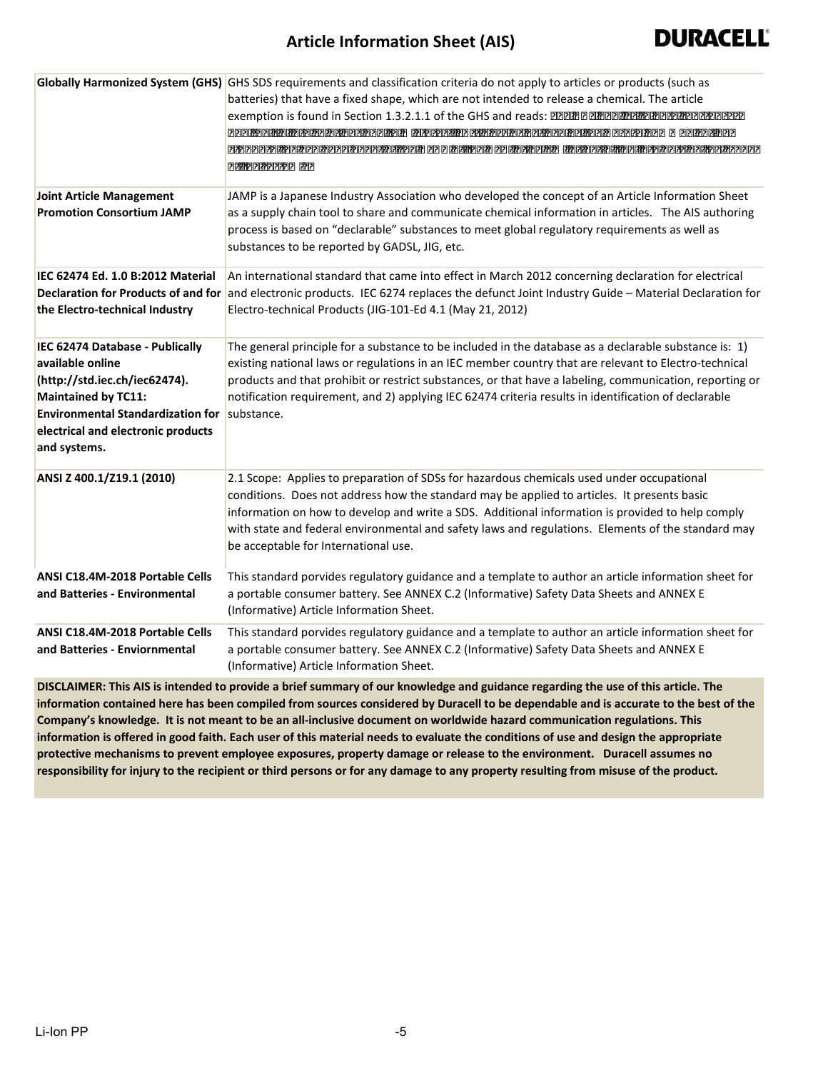| | |
|---|---|
| **Globally Harmonized System (GHS)** | GHS SDS requirements and classification criteria do not apply to articles or products (such as batteries) that have a fixed shape, which are not intended to release a chemical. The article exemption is found in Section 1.3.2.1.1 of the GHS and reads: |
| **Joint Article Management Promotion Consortium JAMP** | JAMP is a Japanese Industry Association who developed the concept of an Article Information Sheet as a supply chain tool to share and communicate chemical information in articles. The AIS authoring process is based on "declarable" substances to meet global regulatory requirements as well as substances to be reported by GADSL, JIG, etc. |
| **IEC 62474 Ed. 1.0 B:2012 Material Declaration for Products of and for the Electro-technical Industry** | An international standard that came into effect in March 2012 concerning declaration for electrical and electronic products. IEC 6274 replaces the defunct Joint Industry Guide – Material Declaration for Electro-technical Products (JIG-101-Ed 4.1 (May 21, 2012) |
| **IEC 62474 Database - Publically available online (http://std.iec.ch/iec62474). Maintained by TC11: Environmental Standardization for electrical and electronic products and systems.** | The general principle for a substance to be included in the database as a declarable substance is: 1) existing national laws or regulations in an IEC member country that are relevant to Electro-technical products and that prohibit or restrict substances, or that have a labeling, communication, reporting or notification requirement, and 2) applying IEC 62474 criteria results in identification of declarable substance. |
| **ANSI Z 400.1/Z19.1 (2010)** | 2.1 Scope: Applies to preparation of SDSs for hazardous chemicals used under occupational conditions. Does not address how the standard may be applied to articles. It presents basic information on how to develop and write a SDS. Additional information is provided to help comply with state and federal environmental and safety laws and regulations. Elements of the standard may be acceptable for International use. |
| **ANSI C18.4M-2018 Portable Cells and Batteries - Environmental** | This standard porvides regulatory guidance and a template to author an article information sheet for a portable consumer battery. See ANNEX C.2 (Informative) Safety Data Sheets and ANNEX E (Informative) Article Information Sheet. |
| **ANSI C18.4M-2018 Portable Cells and Batteries - Enviornmental** | This standard porvides regulatory guidance and a template to author an article information sheet for a portable consumer battery. See ANNEX C.2 (Informative) Safety Data Sheets and ANNEX E (Informative) Article Information Sheet. |

**DISCLAIMER: This AIS is intended to provide a brief summary of our knowledge and guidance regarding the use of this article. The information contained here has been compiled from sources considered by Duracell to be dependable and is accurate to the best of the Company's knowledge. It is not meant to be an all-inclusive document on worldwide hazard communication regulations. This information is offered in good faith. Each user of this material needs to evaluate the conditions of use and design the appropriate protective mechanisms to prevent employee exposures, property damage or release to the environment. Duracell assumes no responsibility for injury to the recipient or third persons or for any damage to any property resulting from misuse of the product.**